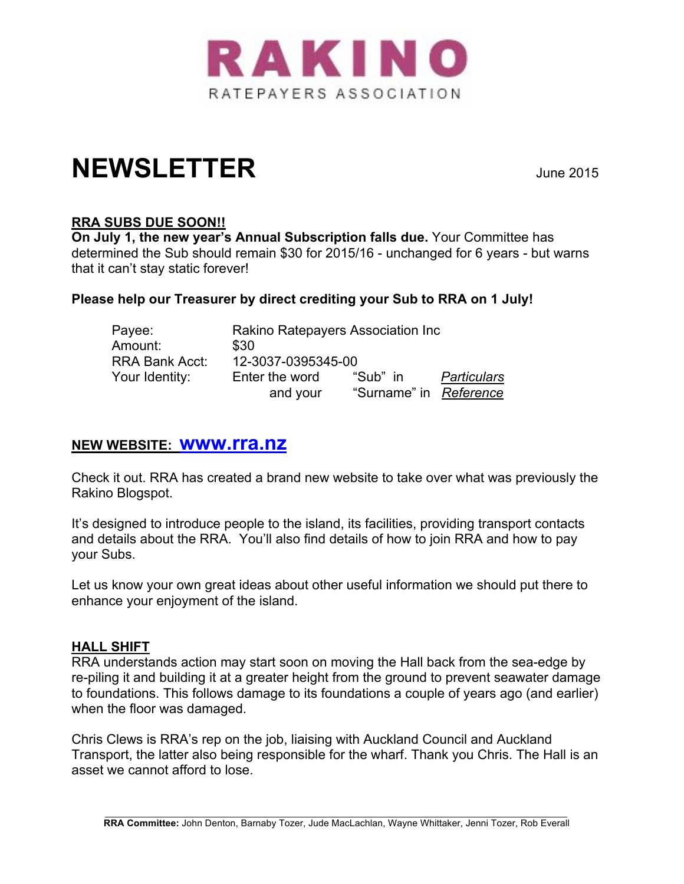# RAKINO

RATEPAYERS ASSOCIATION

# NEWSLETTER

June 2015

## RRA SUBS DUE SOON!!

**On July 1, the new year's Annual Subscription falls due.** Your Committee has determined the Sub should remain $30 for 2015/16 - unchanged for 6 years - but warns that it can't stay static forever!

**Please help our Treasurer by direct crediting your Sub to RRA on 1 July!**

| | | | |
|---|---|---|---|
| Payee: | Rakino Ratepayers Association Inc | | |
| Amount: | $30 | | |
| RRA Bank Acct: | 12-3037-0395345-00 | | |
| Your Identity: | Enter the word | "Sub" in | *Particulars* |
| | and your | "Surname" in | *Reference* |

## NEW WEBSITE: www.rra.nz

Check it out. RRA has created a brand new website to take over what was previously the Rakino Blogspot.

It's designed to introduce people to the island, its facilities, providing transport contacts and details about the RRA. You'll also find details of how to join RRA and how to pay your Subs.

Let us know your own great ideas about other useful information we should put there to enhance your enjoyment of the island.

## HALL SHIFT

RRA understands action may start soon on moving the Hall back from the sea-edge by re-piling it and building it at a greater height from the ground to prevent seawater damage to foundations. This follows damage to its foundations a couple of years ago (and earlier) when the floor was damaged.

Chris Clews is RRA's rep on the job, liaising with Auckland Council and Auckland Transport, the latter also being responsible for the wharf. Thank you Chris. The Hall is an asset we cannot afford to lose.

**RRA Committee:** John Denton, Barnaby Tozer, Jude MacLachlan, Wayne Whittaker, Jenni Tozer, Rob Everall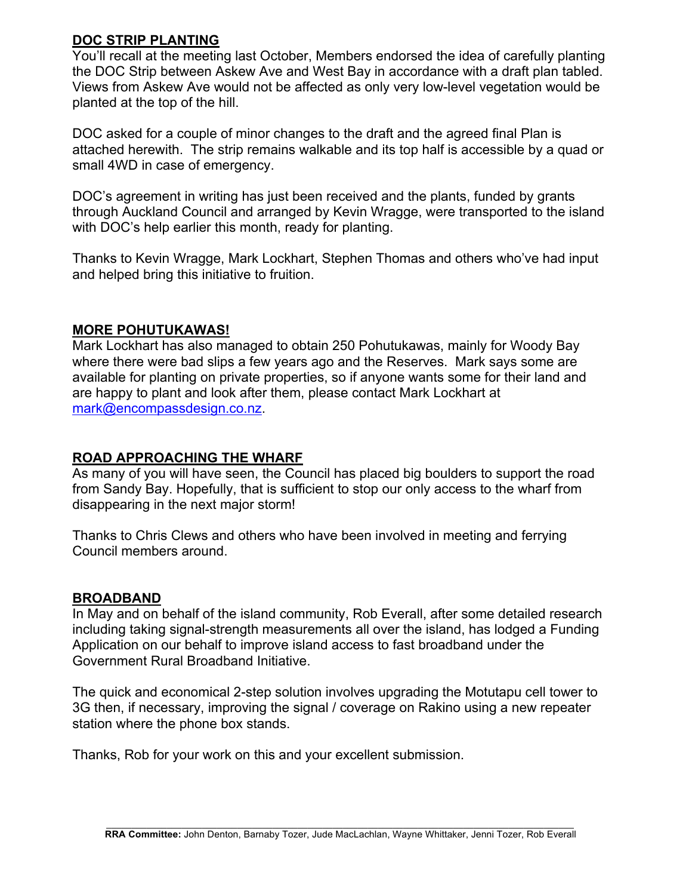## DOC STRIP PLANTING

You'll recall at the meeting last October, Members endorsed the idea of carefully planting the DOC Strip between Askew Ave and West Bay in accordance with a draft plan tabled. Views from Askew Ave would not be affected as only very low-level vegetation would be planted at the top of the hill.

DOC asked for a couple of minor changes to the draft and the agreed final Plan is attached herewith. The strip remains walkable and its top half is accessible by a quad or small 4WD in case of emergency.

DOC's agreement in writing has just been received and the plants, funded by grants through Auckland Council and arranged by Kevin Wragge, were transported to the island with DOC's help earlier this month, ready for planting.

Thanks to Kevin Wragge, Mark Lockhart, Stephen Thomas and others who've had input and helped bring this initiative to fruition.

## MORE POHUTUKAWAS!

Mark Lockhart has also managed to obtain 250 Pohutukawas, mainly for Woody Bay where there were bad slips a few years ago and the Reserves. Mark says some are available for planting on private properties, so if anyone wants some for their land and are happy to plant and look after them, please contact Mark Lockhart at mark@encompassdesign.co.nz.

## ROAD APPROACHING THE WHARF

As many of you will have seen, the Council has placed big boulders to support the road from Sandy Bay. Hopefully, that is sufficient to stop our only access to the wharf from disappearing in the next major storm!

Thanks to Chris Clews and others who have been involved in meeting and ferrying Council members around.

## BROADBAND

In May and on behalf of the island community, Rob Everall, after some detailed research including taking signal-strength measurements all over the island, has lodged a Funding Application on our behalf to improve island access to fast broadband under the Government Rural Broadband Initiative.

The quick and economical 2-step solution involves upgrading the Motutapu cell tower to 3G then, if necessary, improving the signal / coverage on Rakino using a new repeater station where the phone box stands.

Thanks, Rob for your work on this and your excellent submission.

**RRA Committee:** John Denton, Barnaby Tozer, Jude MacLachlan, Wayne Whittaker, Jenni Tozer, Rob Everall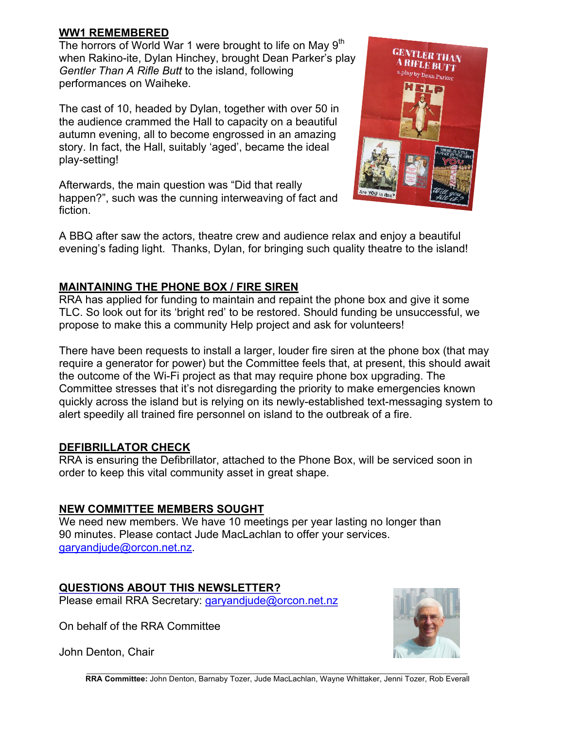## WW1 REMEMBERED

The horrors of World War 1 were brought to life on May 9th when Rakino-ite, Dylan Hinchey, brought Dean Parker's play *Gentler Than A Rifle Butt* to the island, following performances on Waiheke.

The cast of 10, headed by Dylan, together with over 50 in the audience crammed the Hall to capacity on a beautiful autumn evening, all to become engrossed in an amazing story. In fact, the Hall, suitably 'aged', became the ideal play-setting!

Afterwards, the main question was "Did that really happen?", such was the cunning interweaving of fact and fiction.

A BBQ after saw the actors, theatre crew and audience relax and enjoy a beautiful evening's fading light. Thanks, Dylan, for bringing such quality theatre to the island!

## MAINTAINING THE PHONE BOX / FIRE SIREN

RRA has applied for funding to maintain and repaint the phone box and give it some TLC. So look out for its 'bright red' to be restored. Should funding be unsuccessful, we propose to make this a community Help project and ask for volunteers!

There have been requests to install a larger, louder fire siren at the phone box (that may require a generator for power) but the Committee feels that, at present, this should await the outcome of the Wi-Fi project as that may require phone box upgrading. The Committee stresses that it's not disregarding the priority to make emergencies known quickly across the island but is relying on its newly-established text-messaging system to alert speedily all trained fire personnel on island to the outbreak of a fire.

## DEFIBRILLATOR CHECK

RRA is ensuring the Defibrillator, attached to the Phone Box, will be serviced soon in order to keep this vital community asset in great shape.

## NEW COMMITTEE MEMBERS SOUGHT

We need new members. We have 10 meetings per year lasting no longer than 90 minutes. Please contact Jude MacLachlan to offer your services. garyandjude@orcon.net.nz.

## QUESTIONS ABOUT THIS NEWSLETTER?

Please email RRA Secretary: garyandjude@orcon.net.nz

On behalf of the RRA Committee

John Denton, Chair

**RRA Committee:** John Denton, Barnaby Tozer, Jude MacLachlan, Wayne Whittaker, Jenni Tozer, Rob Everall